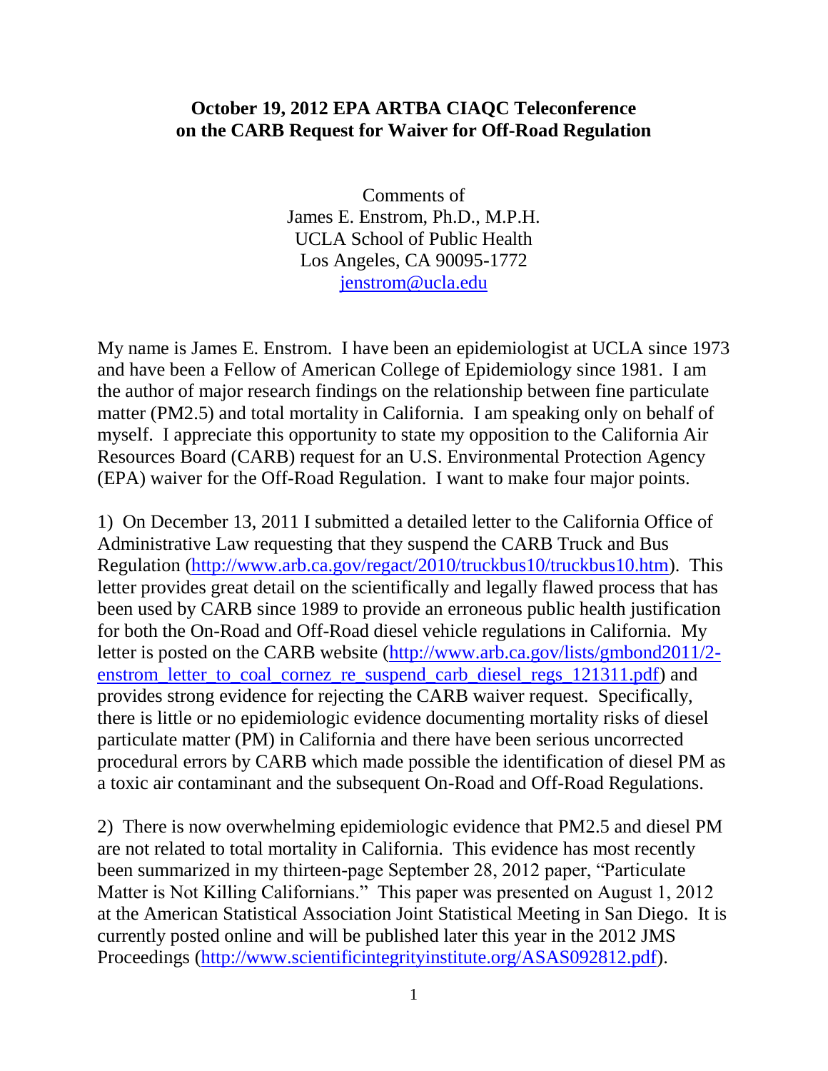# October 19, 2012 EPA ARTBA CIAQC Teleconference on the CARB Request for Waiver for Off-Road Regulation

Comments of
James E. Enstrom, Ph.D., M.P.H.
UCLA School of Public Health
Los Angeles, CA 90095-1772
jenstrom@ucla.edu

My name is James E. Enstrom. I have been an epidemiologist at UCLA since 1973 and have been a Fellow of American College of Epidemiology since 1981. I am the author of major research findings on the relationship between fine particulate matter (PM2.5) and total mortality in California. I am speaking only on behalf of myself. I appreciate this opportunity to state my opposition to the California Air Resources Board (CARB) request for an U.S. Environmental Protection Agency (EPA) waiver for the Off-Road Regulation. I want to make four major points.

1) On December 13, 2011 I submitted a detailed letter to the California Office of Administrative Law requesting that they suspend the CARB Truck and Bus Regulation (http://www.arb.ca.gov/regact/2010/truckbus10/truckbus10.htm). This letter provides great detail on the scientifically and legally flawed process that has been used by CARB since 1989 to provide an erroneous public health justification for both the On-Road and Off-Road diesel vehicle regulations in California. My letter is posted on the CARB website (http://www.arb.ca.gov/lists/gmbond2011/2-enstrom_letter_to_coal_cornez_re_suspend_carb_diesel_regs_121311.pdf) and provides strong evidence for rejecting the CARB waiver request. Specifically, there is little or no epidemiologic evidence documenting mortality risks of diesel particulate matter (PM) in California and there have been serious uncorrected procedural errors by CARB which made possible the identification of diesel PM as a toxic air contaminant and the subsequent On-Road and Off-Road Regulations.

2) There is now overwhelming epidemiologic evidence that PM2.5 and diesel PM are not related to total mortality in California. This evidence has most recently been summarized in my thirteen-page September 28, 2012 paper, "Particulate Matter is Not Killing Californians." This paper was presented on August 1, 2012 at the American Statistical Association Joint Statistical Meeting in San Diego. It is currently posted online and will be published later this year in the 2012 JMS Proceedings (http://www.scientificintegrityinstitute.org/ASAS092812.pdf).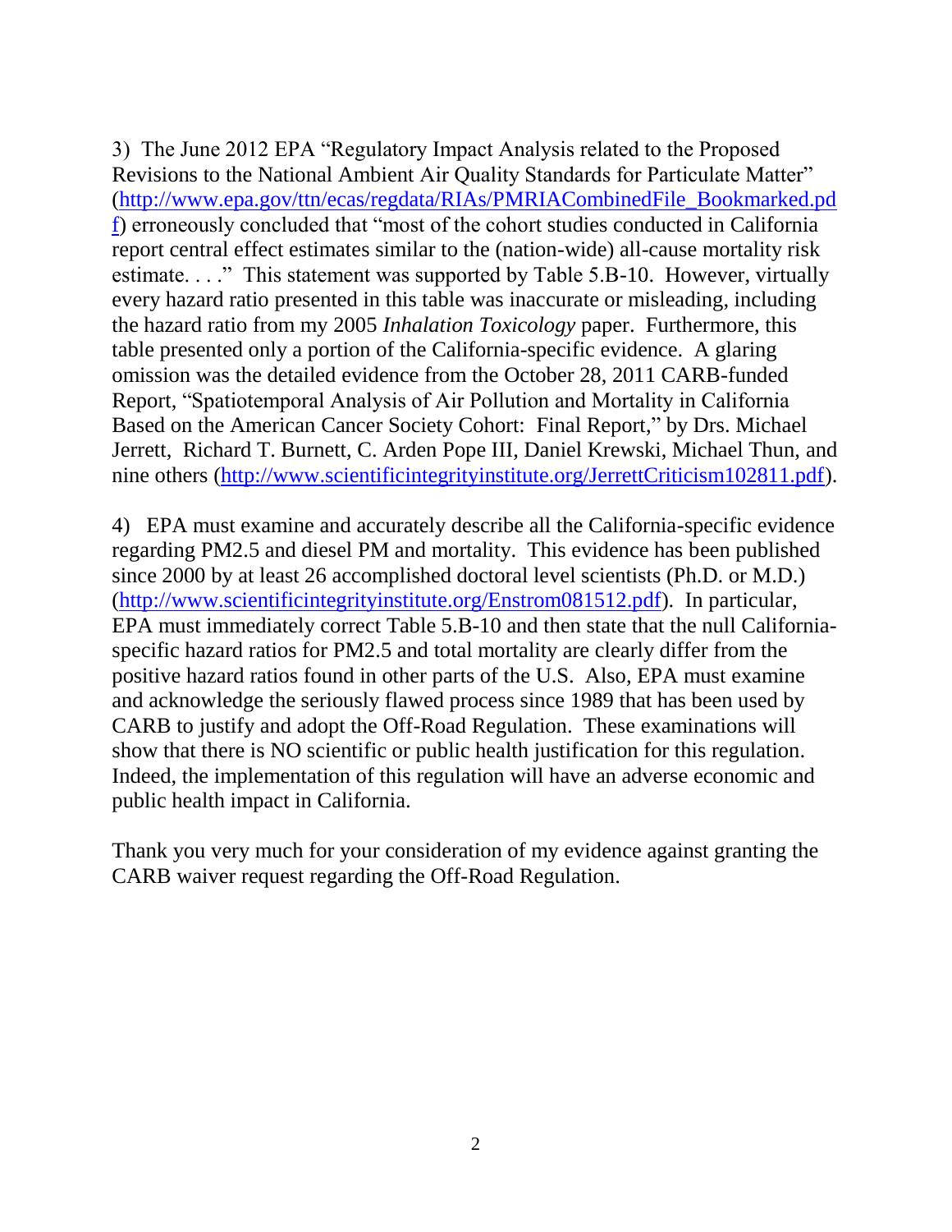3) The June 2012 EPA "Regulatory Impact Analysis related to the Proposed Revisions to the National Ambient Air Quality Standards for Particulate Matter" (http://www.epa.gov/ttn/ecas/regdata/RIAs/PMRIACombinedFile_Bookmarked.pdf) erroneously concluded that "most of the cohort studies conducted in California report central effect estimates similar to the (nation-wide) all-cause mortality risk estimate. . . ." This statement was supported by Table 5.B-10. However, virtually every hazard ratio presented in this table was inaccurate or misleading, including the hazard ratio from my 2005 *Inhalation Toxicology* paper. Furthermore, this table presented only a portion of the California-specific evidence. A glaring omission was the detailed evidence from the October 28, 2011 CARB-funded Report, "Spatiotemporal Analysis of Air Pollution and Mortality in California Based on the American Cancer Society Cohort: Final Report," by Drs. Michael Jerrett, Richard T. Burnett, C. Arden Pope III, Daniel Krewski, Michael Thun, and nine others (http://www.scientificintegrityinstitute.org/JerrettCriticism102811.pdf).

4) EPA must examine and accurately describe all the California-specific evidence regarding PM2.5 and diesel PM and mortality. This evidence has been published since 2000 by at least 26 accomplished doctoral level scientists (Ph.D. or M.D.) (http://www.scientificintegrityinstitute.org/Enstrom081512.pdf). In particular, EPA must immediately correct Table 5.B-10 and then state that the null California-specific hazard ratios for PM2.5 and total mortality are clearly differ from the positive hazard ratios found in other parts of the U.S. Also, EPA must examine and acknowledge the seriously flawed process since 1989 that has been used by CARB to justify and adopt the Off-Road Regulation. These examinations will show that there is NO scientific or public health justification for this regulation. Indeed, the implementation of this regulation will have an adverse economic and public health impact in California.

Thank you very much for your consideration of my evidence against granting the CARB waiver request regarding the Off-Road Regulation.